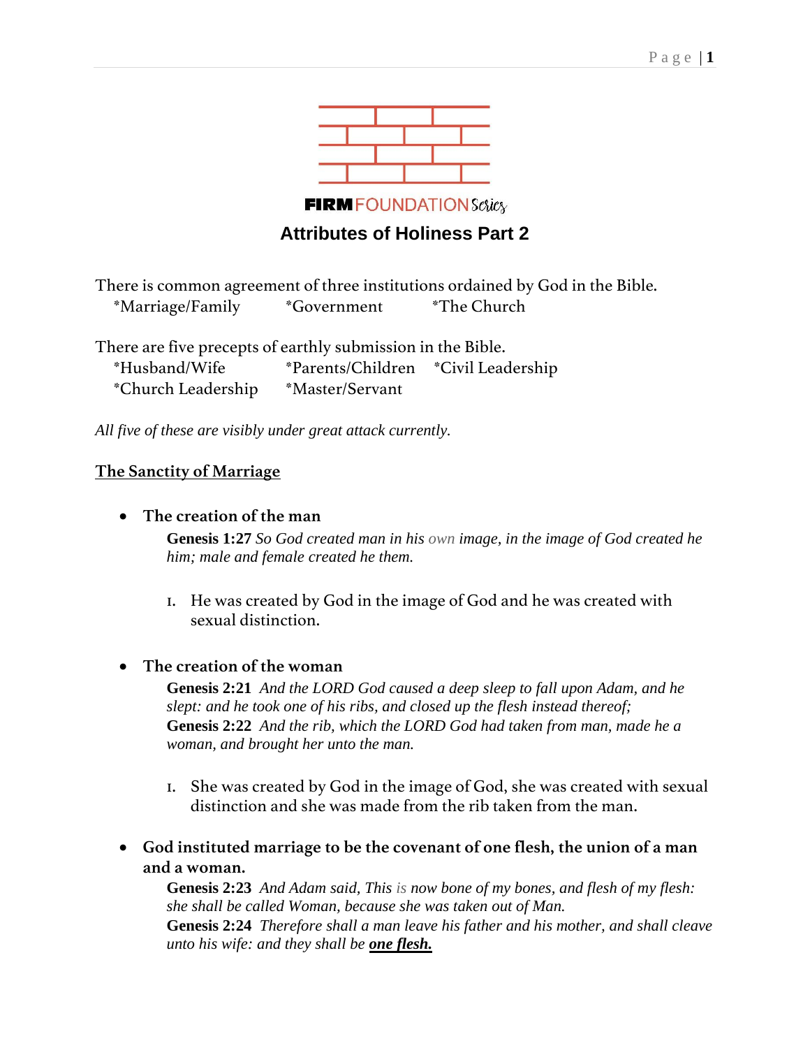FIRM FOUNDATION Series

# Attributes of Holiness Part 2

There is common agreement of three institutions ordained by God in the Bible.
*Marriage/Family *Government *The Church

There are five precepts of earthly submission in the Bible.
*Husband/Wife *Parents/Children *Civil Leadership
*Church Leadership *Master/Servant

*All five of these are visibly under great attack currently.*

## The Sanctity of Marriage

- **The creation of the man**

  **Genesis 1:27** *So God created man in his own image, in the image of God created he him; male and female created he them.*

  1. He was created by God in the image of God and he was created with sexual distinction.

- **The creation of the woman**

  **Genesis 2:21** *And the LORD God caused a deep sleep to fall upon Adam, and he slept: and he took one of his ribs, and closed up the flesh instead thereof;*
  **Genesis 2:22** *And the rib, which the LORD God had taken from man, made he a woman, and brought her unto the man.*

  1. She was created by God in the image of God, she was created with sexual distinction and she was made from the rib taken from the man.

- **God instituted marriage to be the covenant of one flesh, the union of a man and a woman.**

  **Genesis 2:23** *And Adam said, This is now bone of my bones, and flesh of my flesh: she shall be called Woman, because she was taken out of Man.*
  **Genesis 2:24** *Therefore shall a man leave his father and his mother, and shall cleave unto his wife: and they shall be* ***one flesh.***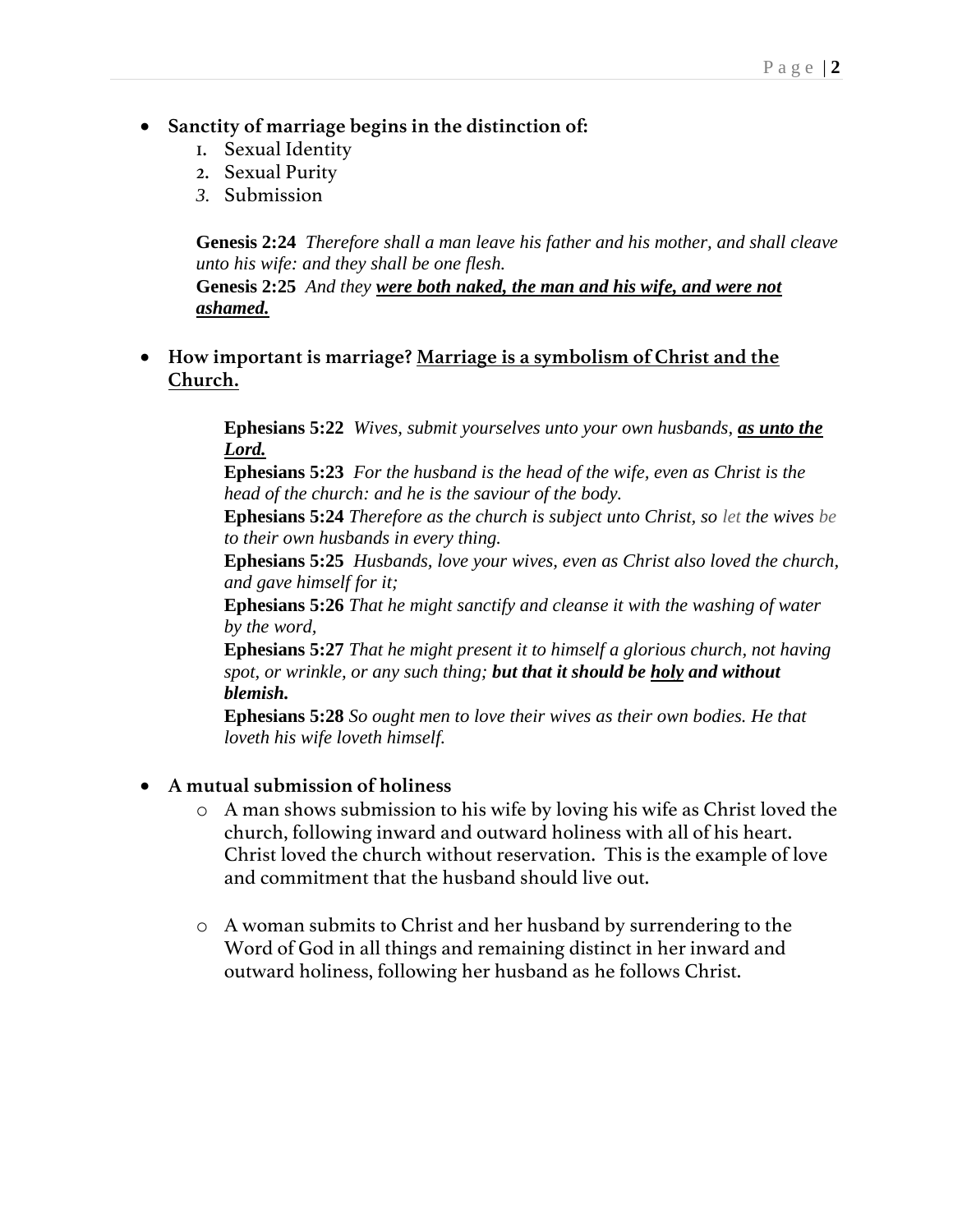- **Sanctity of marriage begins in the distinction of:**
    1. Sexual Identity
    2. Sexual Purity
    3. Submission

    **Genesis 2:24** *Therefore shall a man leave his father and his mother, and shall cleave unto his wife: and they shall be one flesh.*
    **Genesis 2:25** *And they **<u>were both naked, the man and his wife, and were not ashamed.</u>***

- **How important is marriage? <u>Marriage is a symbolism of Christ and the Church.</u>**

    **Ephesians 5:22** *Wives, submit yourselves unto your own husbands, **<u>as unto the Lord.</u>***
    **Ephesians 5:23** *For the husband is the head of the wife, even as Christ is the head of the church: and he is the saviour of the body.*
    **Ephesians 5:24** *Therefore as the church is subject unto Christ, so let the wives be to their own husbands in every thing.*
    **Ephesians 5:25** *Husbands, love your wives, even as Christ also loved the church, and gave himself for it;*
    **Ephesians 5:26** *That he might sanctify and cleanse it with the washing of water by the word,*
    **Ephesians 5:27** *That he might present it to himself a glorious church, not having spot, or wrinkle, or any such thing; **but that it should be <u>holy</u> and without blemish.***
    **Ephesians 5:28** *So ought men to love their wives as their own bodies. He that loveth his wife loveth himself.*

- **A mutual submission of holiness**
    - A man shows submission to his wife by loving his wife as Christ loved the church, following inward and outward holiness with all of his heart. Christ loved the church without reservation. This is the example of love and commitment that the husband should live out.

    - A woman submits to Christ and her husband by surrendering to the Word of God in all things and remaining distinct in her inward and outward holiness, following her husband as he follows Christ.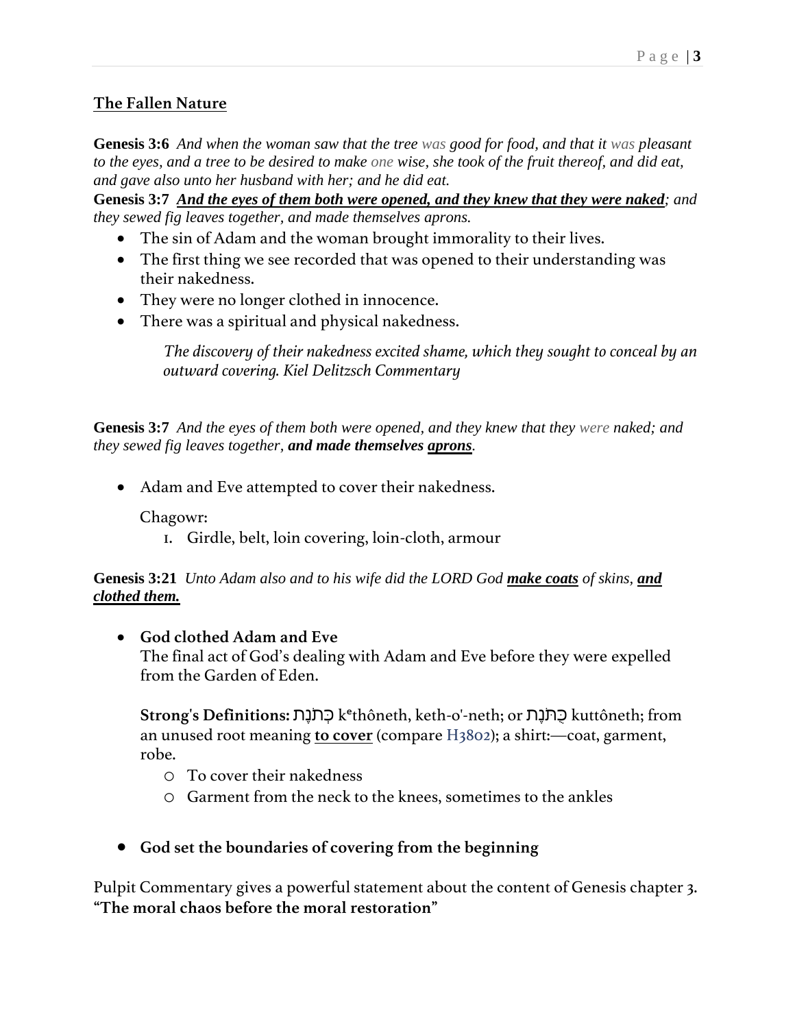## **The Fallen Nature**

**Genesis 3:6** *And when the woman saw that the tree was good for food, and that it was pleasant to the eyes, and a tree to be desired to make one wise, she took of the fruit thereof, and did eat, and gave also unto her husband with her; and he did eat.*
**Genesis 3:7** ***<u>And the eyes of them both were opened, and they knew that they were naked</u>****; and they sewed fig leaves together, and made themselves aprons.*

- The sin of Adam and the woman brought immorality to their lives.
- The first thing we see recorded that was opened to their understanding was their nakedness.
- They were no longer clothed in innocence.
- There was a spiritual and physical nakedness.

> *The discovery of their nakedness excited shame, which they sought to conceal by an outward covering. Kiel Delitzsch Commentary*

**Genesis 3:7** *And the eyes of them both were opened, and they knew that they were naked; and they sewed fig leaves together,* ***and made themselves <u>aprons</u>****.*

- Adam and Eve attempted to cover their nakedness.

  Chagowr:
  1. Girdle, belt, loin covering, loin-cloth, armour

**Genesis 3:21** *Unto Adam also and to his wife did the LORD God* ***<u>make coats</u>*** *of skins,* ***<u>and clothed them.</u>***

- **God clothed Adam and Eve**
  The final act of God's dealing with Adam and Eve before they were expelled from the Garden of Eden.

  **Strong's Definitions:** כְּתֹנֶת kᵉthôneth, keth-o'-neth; or כֻּתֹּנֶת kuttôneth; from an unused root meaning **<u>to cover</u>** (compare H3802); a shirt:—coat, garment, robe.
  - To cover their nakedness
  - Garment from the neck to the knees, sometimes to the ankles

- **God set the boundaries of covering from the beginning**

Pulpit Commentary gives a powerful statement about the content of Genesis chapter 3. **"The moral chaos before the moral restoration"**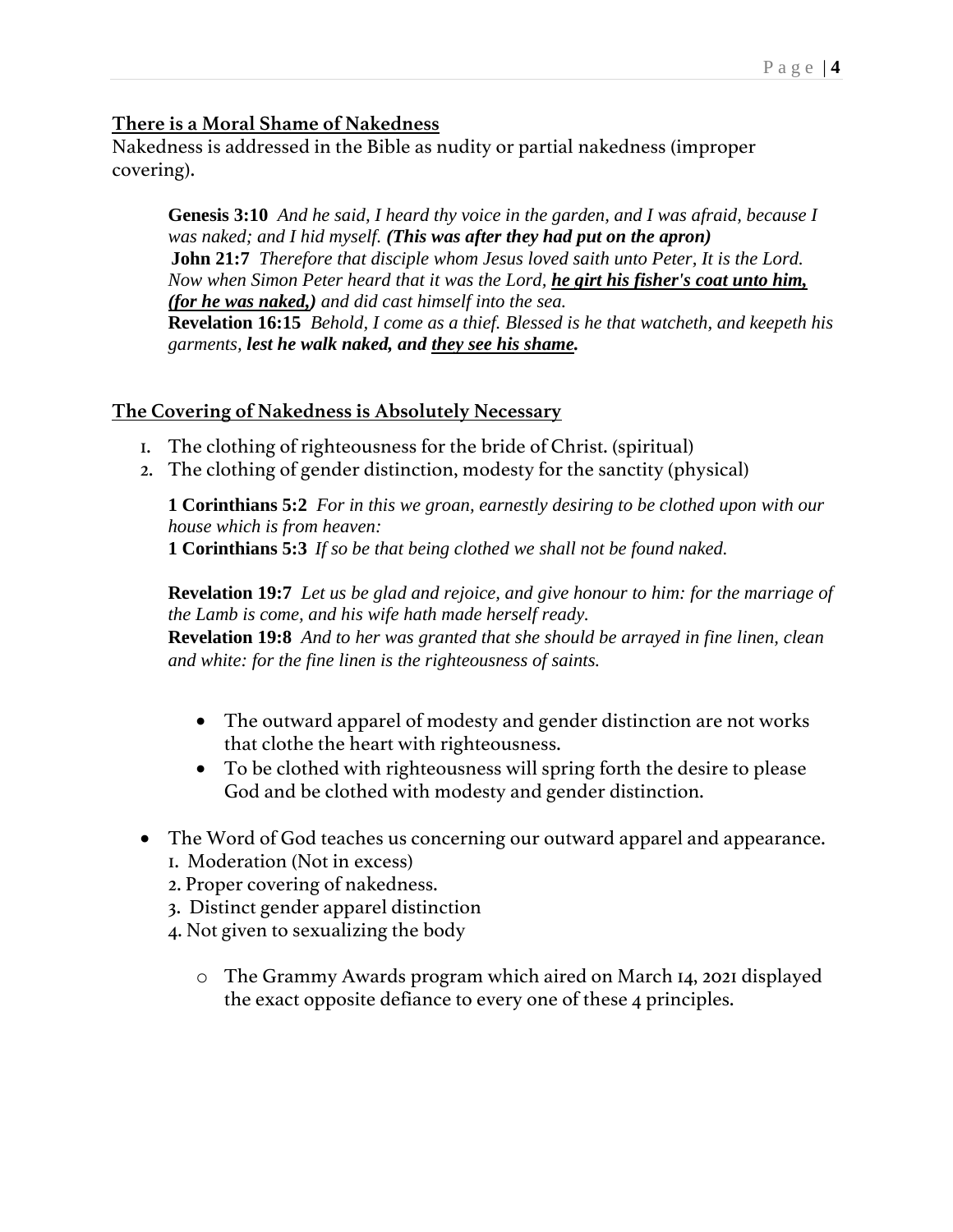## There is a Moral Shame of Nakedness

Nakedness is addressed in the Bible as nudity or partial nakedness (improper covering).

> **Genesis 3:10** *And he said, I heard thy voice in the garden, and I was afraid, because I was naked; and I hid myself.* ***(This was after they had put on the apron)***
> **John 21:7** *Therefore that disciple whom Jesus loved saith unto Peter, It is the Lord. Now when Simon Peter heard that it was the Lord,* ***<u>he girt his fisher's coat unto him, (for he was naked,)</u>*** *and did cast himself into the sea.*
> **Revelation 16:15** *Behold, I come as a thief. Blessed is he that watcheth, and keepeth his garments,* ***lest he walk naked, and <u>they see his shame</u>.***

## The Covering of Nakedness is Absolutely Necessary

1. The clothing of righteousness for the bride of Christ. (spiritual)
2. The clothing of gender distinction, modesty for the sanctity (physical)

> **1 Corinthians 5:2** *For in this we groan, earnestly desiring to be clothed upon with our house which is from heaven:*
> **1 Corinthians 5:3** *If so be that being clothed we shall not be found naked.*
>
> **Revelation 19:7** *Let us be glad and rejoice, and give honour to him: for the marriage of the Lamb is come, and his wife hath made herself ready.*
> **Revelation 19:8** *And to her was granted that she should be arrayed in fine linen, clean and white: for the fine linen is the righteousness of saints.*

- The outward apparel of modesty and gender distinction are not works that clothe the heart with righteousness.
- To be clothed with righteousness will spring forth the desire to please God and be clothed with modesty and gender distinction.

- The Word of God teaches us concerning our outward apparel and appearance.
  1. Moderation (Not in excess)
  2. Proper covering of nakedness.
  3. Distinct gender apparel distinction
  4. Not given to sexualizing the body
     - The Grammy Awards program which aired on March 14, 2021 displayed the exact opposite defiance to every one of these 4 principles.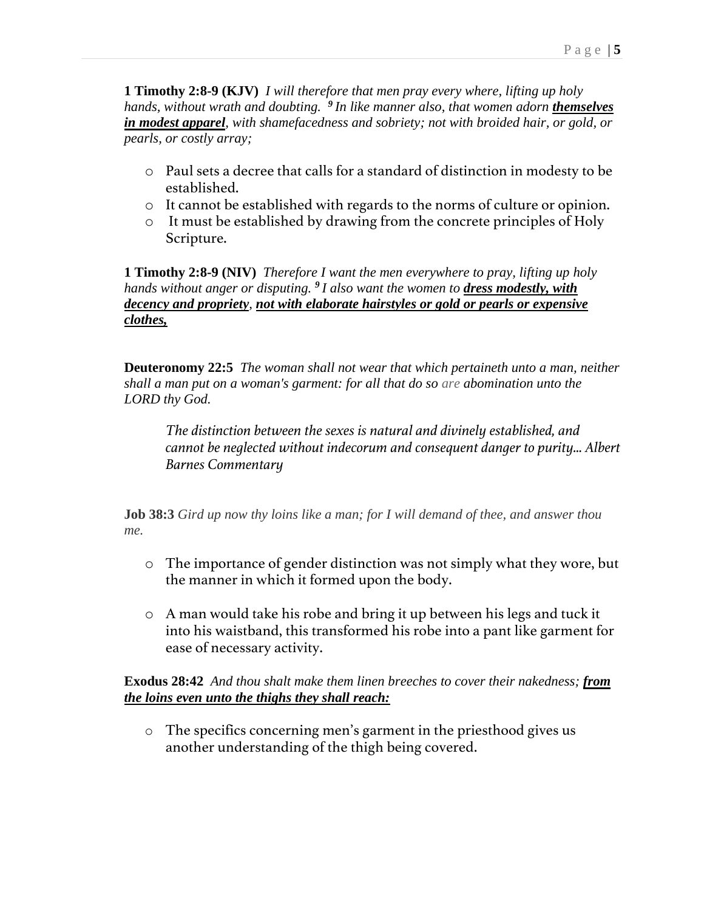**1 Timothy 2:8-9 (KJV)** *I will therefore that men pray every where, lifting up holy hands, without wrath and doubting.* ***9*** *In like manner also, that women adorn* ***<u>themselves in modest apparel</u>****, with shamefacedness and sobriety; not with broided hair, or gold, or pearls, or costly array;*

- Paul sets a decree that calls for a standard of distinction in modesty to be established.
- It cannot be established with regards to the norms of culture or opinion.
- It must be established by drawing from the concrete principles of Holy Scripture.

**1 Timothy 2:8-9 (NIV)** *Therefore I want the men everywhere to pray, lifting up holy hands without anger or disputing.* ***9*** *I also want the women to* ***<u>dress modestly, with decency and propriety</u>****,* ***<u>not with elaborate hairstyles or gold or pearls or expensive clothes,</u>***

**Deuteronomy 22:5** *The woman shall not wear that which pertaineth unto a man, neither shall a man put on a woman's garment: for all that do so are abomination unto the LORD thy God.*

> *The distinction between the sexes is natural and divinely established, and cannot be neglected without indecorum and consequent danger to purity... Albert Barnes Commentary*

**Job 38:3** *Gird up now thy loins like a man; for I will demand of thee, and answer thou me.*

- The importance of gender distinction was not simply what they wore, but the manner in which it formed upon the body.
- A man would take his robe and bring it up between his legs and tuck it into his waistband, this transformed his robe into a pant like garment for ease of necessary activity.

**Exodus 28:42** *And thou shalt make them linen breeches to cover their nakedness;* ***<u>from the loins even unto the thighs they shall reach:</u>***

- The specifics concerning men's garment in the priesthood gives us another understanding of the thigh being covered.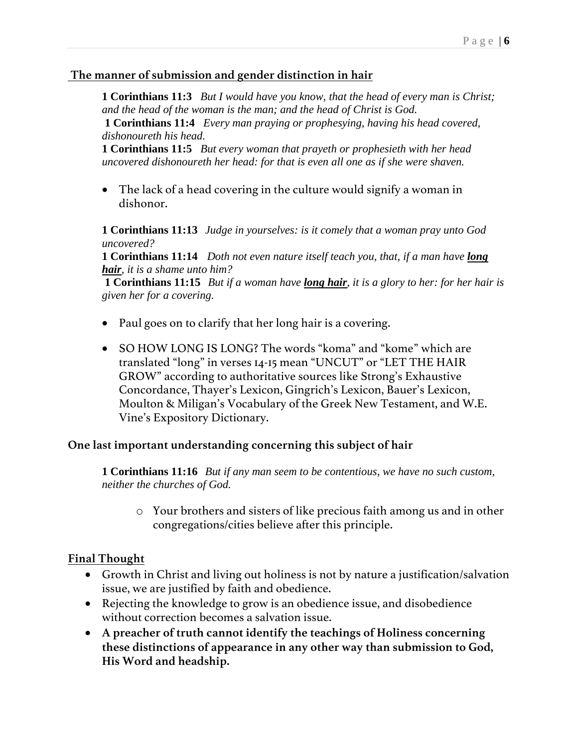## The manner of submission and gender distinction in hair

> **1 Corinthians 11:3** *But I would have you know, that the head of every man is Christ; and the head of the woman is the man; and the head of Christ is God.*
> **1 Corinthians 11:4** *Every man praying or prophesying, having his head covered, dishonoureth his head.*
> **1 Corinthians 11:5** *But every woman that prayeth or prophesieth with her head uncovered dishonoureth her head: for that is even all one as if she were shaven.*

- The lack of a head covering in the culture would signify a woman in dishonor.

> **1 Corinthians 11:13** *Judge in yourselves: is it comely that a woman pray unto God uncovered?*
> **1 Corinthians 11:14** *Doth not even nature itself teach you, that, if a man have **long hair**, it is a shame unto him?*
> **1 Corinthians 11:15** *But if a woman have **long hair**, it is a glory to her: for her hair is given her for a covering.*

- Paul goes on to clarify that her long hair is a covering.
- SO HOW LONG IS LONG? The words "koma" and "kome" which are translated "long" in verses 14-15 mean "UNCUT" or "LET THE HAIR GROW" according to authoritative sources like Strong's Exhaustive Concordance, Thayer's Lexicon, Gingrich's Lexicon, Bauer's Lexicon, Moulton & Miligan's Vocabulary of the Greek New Testament, and W.E. Vine's Expository Dictionary.

### One last important understanding concerning this subject of hair

> **1 Corinthians 11:16** *But if any man seem to be contentious, we have no such custom, neither the churches of God.*

  - Your brothers and sisters of like precious faith among us and in other congregations/cities believe after this principle.

## Final Thought

- Growth in Christ and living out holiness is not by nature a justification/salvation issue, we are justified by faith and obedience.
- Rejecting the knowledge to grow is an obedience issue, and disobedience without correction becomes a salvation issue.
- **A preacher of truth cannot identify the teachings of Holiness concerning these distinctions of appearance in any other way than submission to God, His Word and headship.**